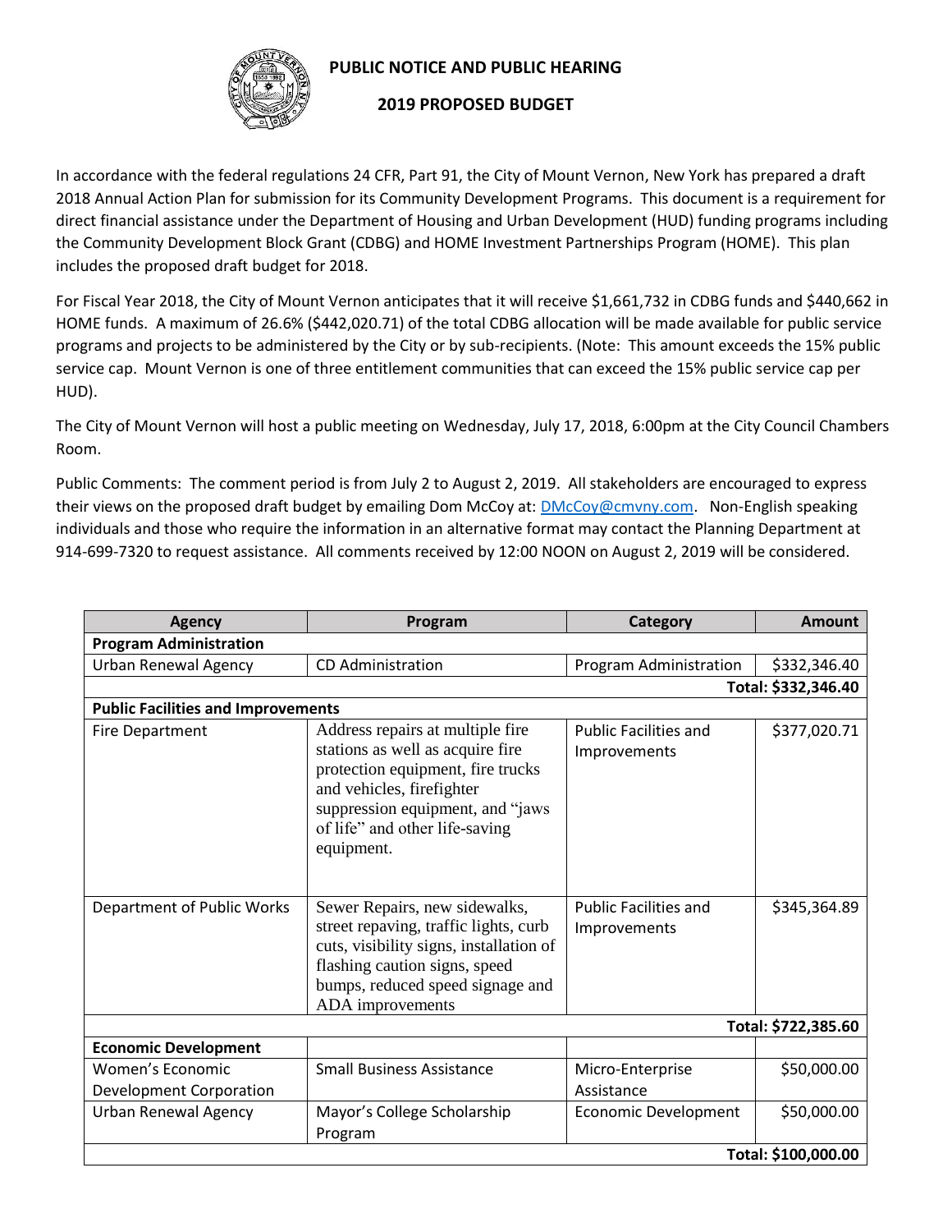# PUBLIC NOTICE AND PUBLIC HEARING

## 2019 PROPOSED BUDGET

In accordance with the federal regulations 24 CFR, Part 91, the City of Mount Vernon, New York has prepared a draft 2018 Annual Action Plan for submission for its Community Development Programs. This document is a requirement for direct financial assistance under the Department of Housing and Urban Development (HUD) funding programs including the Community Development Block Grant (CDBG) and HOME Investment Partnerships Program (HOME). This plan includes the proposed draft budget for 2018.

For Fiscal Year 2018, the City of Mount Vernon anticipates that it will receive $1,661,732 in CDBG funds and $440,662 in HOME funds. A maximum of 26.6% ($442,020.71) of the total CDBG allocation will be made available for public service programs and projects to be administered by the City or by sub-recipients. (Note: This amount exceeds the 15% public service cap. Mount Vernon is one of three entitlement communities that can exceed the 15% public service cap per HUD).

The City of Mount Vernon will host a public meeting on Wednesday, July 17, 2018, 6:00pm at the City Council Chambers Room.

Public Comments: The comment period is from July 2 to August 2, 2019. All stakeholders are encouraged to express their views on the proposed draft budget by emailing Dom McCoy at: DMcCoy@cmvny.com. Non-English speaking individuals and those who require the information in an alternative format may contact the Planning Department at 914-699-7320 to request assistance. All comments received by 12:00 NOON on August 2, 2019 will be considered.

| Agency | Program | Category | Amount |
|---|---|---|---|
| **Program Administration** | | | |
| Urban Renewal Agency | CD Administration | Program Administration | $332,346.40 |
| | | | **Total: $332,346.40** |
| **Public Facilities and Improvements** | | | |
| Fire Department | Address repairs at multiple fire stations as well as acquire fire protection equipment, fire trucks and vehicles, firefighter suppression equipment, and "jaws of life" and other life-saving equipment. | Public Facilities and Improvements | $377,020.71 |
| Department of Public Works | Sewer Repairs, new sidewalks, street repaving, traffic lights, curb cuts, visibility signs, installation of flashing caution signs, speed bumps, reduced speed signage and ADA improvements | Public Facilities and Improvements | $345,364.89 |
| | | | **Total: $722,385.60** |
| **Economic Development** | | | |
| Women's Economic Development Corporation | Small Business Assistance | Micro-Enterprise Assistance | $50,000.00 |
| Urban Renewal Agency | Mayor's College Scholarship Program | Economic Development | $50,000.00 |
| | | | **Total: $100,000.00** |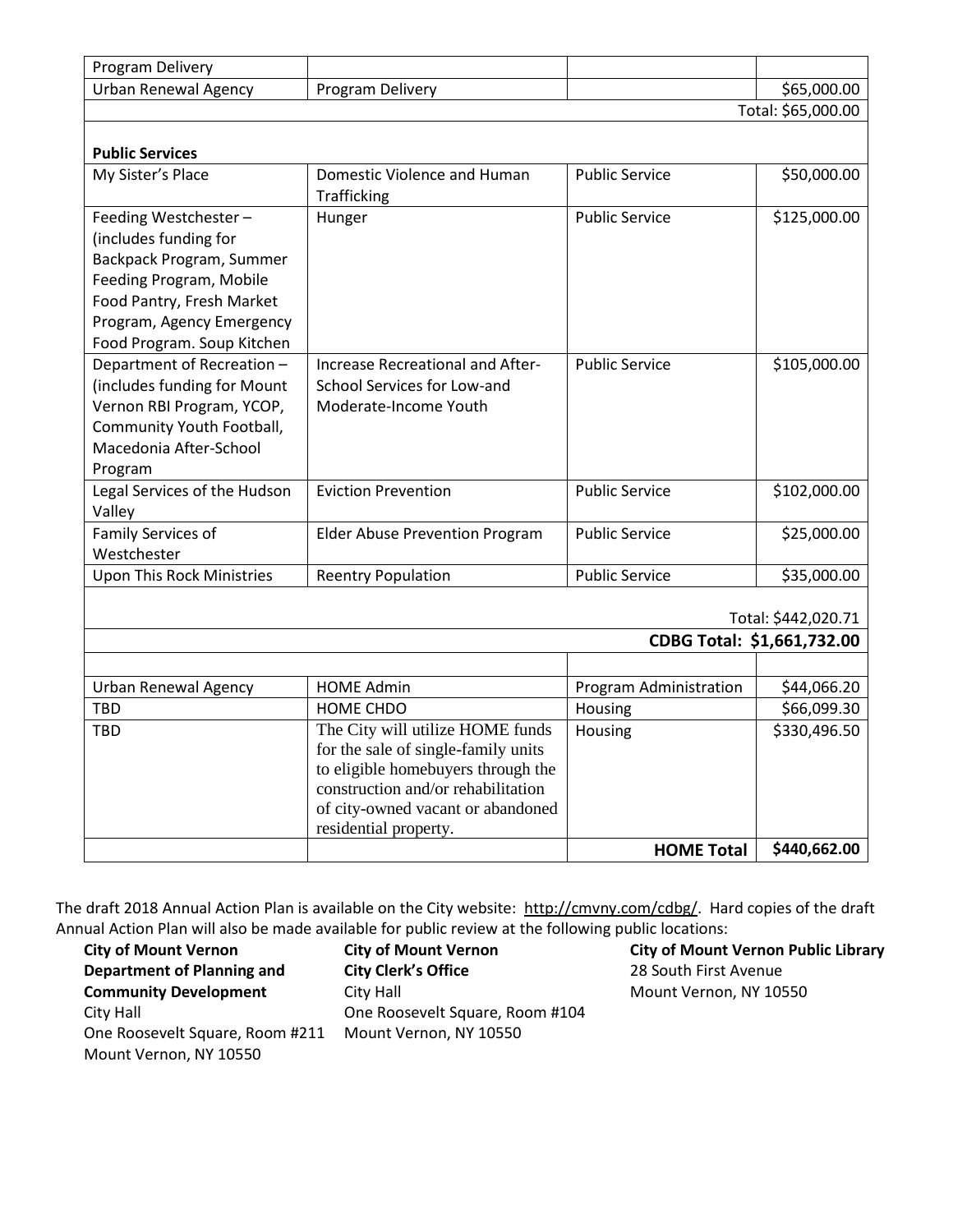| | | | |
|---|---|---|---|
| Program Delivery | | | |
| Urban Renewal Agency | Program Delivery | | $65,000.00 |
| | | | Total: $65,000.00 |
| **Public Services** | | | |
| My Sister's Place | Domestic Violence and Human Trafficking | Public Service | $50,000.00 |
| Feeding Westchester – (includes funding for Backpack Program, Summer Feeding Program, Mobile Food Pantry, Fresh Market Program, Agency Emergency Food Program. Soup Kitchen | Hunger | Public Service | $125,000.00 |
| Department of Recreation – (includes funding for Mount Vernon RBI Program, YCOP, Community Youth Football, Macedonia After-School Program | Increase Recreational and After-School Services for Low-and Moderate-Income Youth | Public Service | $105,000.00 |
| Legal Services of the Hudson Valley | Eviction Prevention | Public Service | $102,000.00 |
| Family Services of Westchester | Elder Abuse Prevention Program | Public Service | $25,000.00 |
| Upon This Rock Ministries | Reentry Population | Public Service | $35,000.00 |
| | | | Total: $442,020.71 |
| | | | **CDBG Total: $1,661,732.00** |
| | | | |
| Urban Renewal Agency | HOME Admin | Program Administration | $44,066.20 |
| TBD | HOME CHDO | Housing | $66,099.30 |
| TBD | The City will utilize HOME funds for the sale of single-family units to eligible homebuyers through the construction and/or rehabilitation of city-owned vacant or abandoned residential property. | Housing | $330,496.50 |
| | | **HOME Total** | **$440,662.00** |

The draft 2018 Annual Action Plan is available on the City website: http://cmvny.com/cdbg/. Hard copies of the draft Annual Action Plan will also be made available for public review at the following public locations:

**City of Mount Vernon**
**Department of Planning and Community Development**
City Hall
One Roosevelt Square, Room #211
Mount Vernon, NY 10550

**City of Mount Vernon**
**City Clerk's Office**
City Hall
One Roosevelt Square, Room #104
Mount Vernon, NY 10550

**City of Mount Vernon Public Library**
28 South First Avenue
Mount Vernon, NY 10550